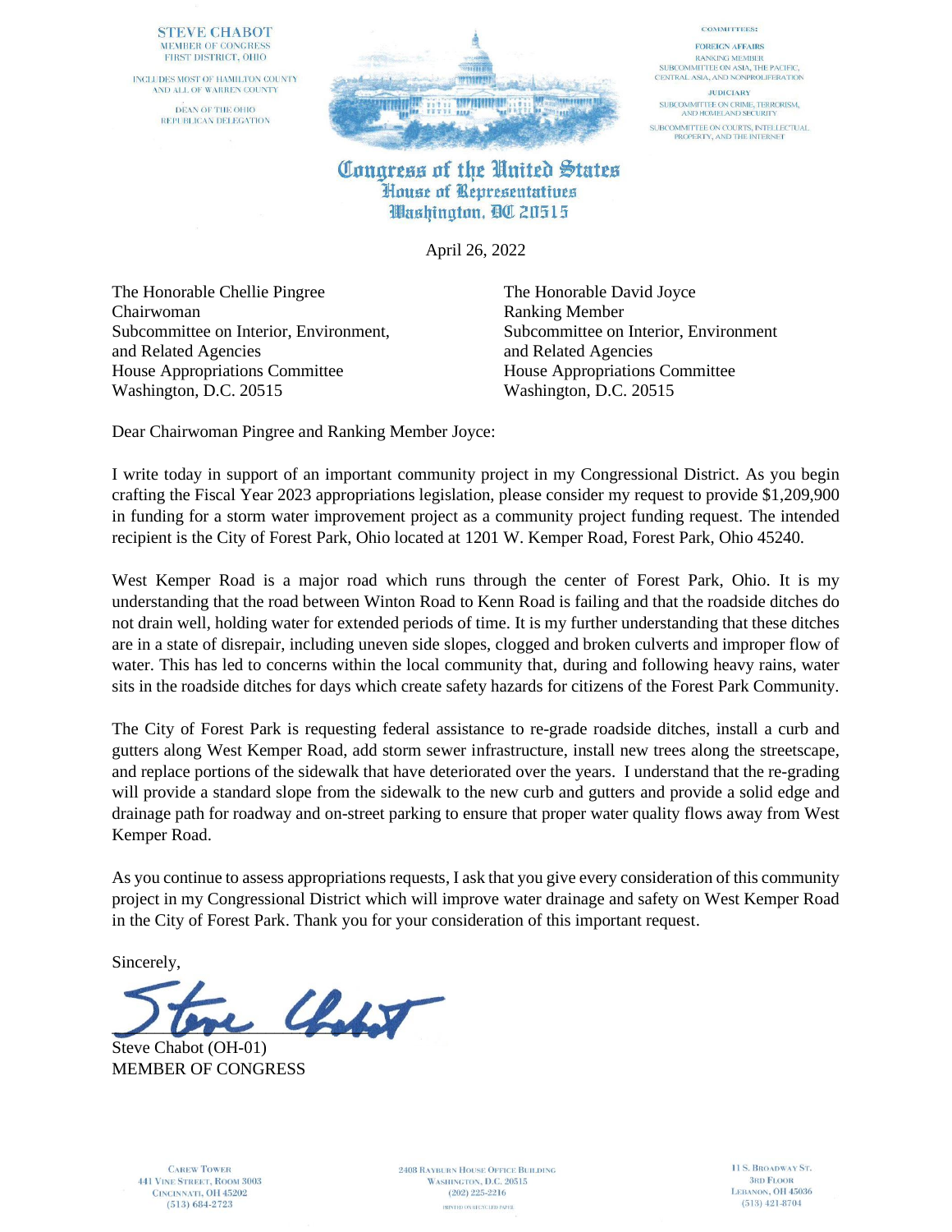STEVE CHABOT
MEMBER OF CONGRESS
FIRST DISTRICT, OHIO

INCLUDES MOST OF HAMILTON COUNTY
AND ALL OF WARREN COUNTY

DEAN OF THE OHIO
REPUBLICAN DELEGATION

COMMITTEES:

FOREIGN AFFAIRS
RANKING MEMBER
SUBCOMMITTEE ON ASIA, THE PACIFIC,
CENTRAL ASIA, AND NONPROLIFERATION

JUDICIARY
SUBCOMMITTEE ON CRIME, TERRORISM,
AND HOMELAND SECURITY
SUBCOMMITTEE ON COURTS, INTELLECTUAL
PROPERTY, AND THE INTERNET

**Congress of the United States**
**House of Representatives**
**Washington, DC 20515**

April 26, 2022

The Honorable Chellie Pingree
Chairwoman
Subcommittee on Interior, Environment,
and Related Agencies
House Appropriations Committee
Washington, D.C. 20515

The Honorable David Joyce
Ranking Member
Subcommittee on Interior, Environment
and Related Agencies
House Appropriations Committee
Washington, D.C. 20515

Dear Chairwoman Pingree and Ranking Member Joyce:

I write today in support of an important community project in my Congressional District. As you begin crafting the Fiscal Year 2023 appropriations legislation, please consider my request to provide $1,209,900 in funding for a storm water improvement project as a community project funding request. The intended recipient is the City of Forest Park, Ohio located at 1201 W. Kemper Road, Forest Park, Ohio 45240.

West Kemper Road is a major road which runs through the center of Forest Park, Ohio. It is my understanding that the road between Winton Road to Kenn Road is failing and that the roadside ditches do not drain well, holding water for extended periods of time. It is my further understanding that these ditches are in a state of disrepair, including uneven side slopes, clogged and broken culverts and improper flow of water. This has led to concerns within the local community that, during and following heavy rains, water sits in the roadside ditches for days which create safety hazards for citizens of the Forest Park Community.

The City of Forest Park is requesting federal assistance to re-grade roadside ditches, install a curb and gutters along West Kemper Road, add storm sewer infrastructure, install new trees along the streetscape, and replace portions of the sidewalk that have deteriorated over the years. I understand that the re-grading will provide a standard slope from the sidewalk to the new curb and gutters and provide a solid edge and drainage path for roadway and on-street parking to ensure that proper water quality flows away from West Kemper Road.

As you continue to assess appropriations requests, I ask that you give every consideration of this community project in my Congressional District which will improve water drainage and safety on West Kemper Road in the City of Forest Park. Thank you for your consideration of this important request.

Sincerely,

Steve Chabot (OH-01)
MEMBER OF CONGRESS

CAREW TOWER
441 VINE STREET, ROOM 3003
CINCINNATI, OH 45202
(513) 684-2723

2408 RAYBURN HOUSE OFFICE BUILDING
WASHINGTON, D.C. 20515
(202) 225-2216
PRINTED ON RECYCLED PAPER

11 S. BROADWAY ST.
3RD FLOOR
LEBANON, OH 45036
(513) 421-8704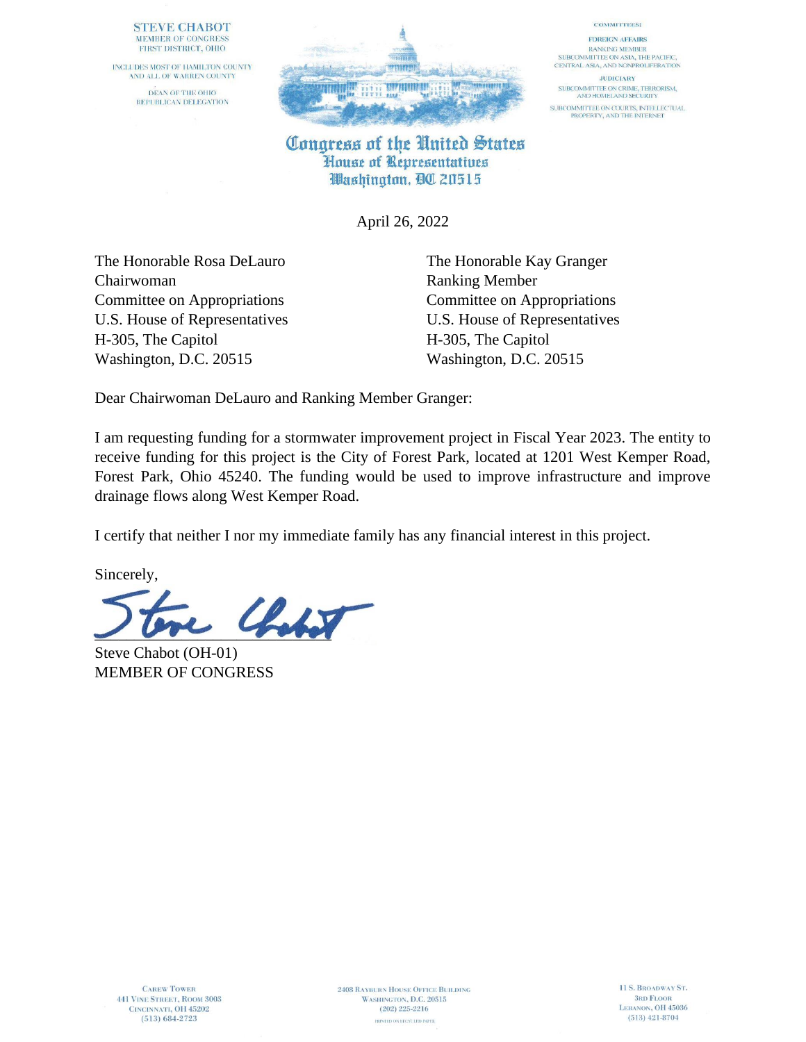STEVE CHABOT
MEMBER OF CONGRESS
FIRST DISTRICT, OHIO

INCLUDES MOST OF HAMILTON COUNTY
AND ALL OF WARREN COUNTY

DEAN OF THE OHIO
REPUBLICAN DELEGATION

COMMITTEES:

FOREIGN AFFAIRS
RANKING MEMBER
SUBCOMMITTEE ON ASIA, THE PACIFIC,
CENTRAL ASIA, AND NONPROLIFERATION

JUDICIARY
SUBCOMMITTEE ON CRIME, TERRORISM,
AND HOMELAND SECURITY

SUBCOMMITTEE ON COURTS, INTELLECTUAL
PROPERTY, AND THE INTERNET

**Congress of the United States**
**House of Representatives**
**Washington, DC 20515**

April 26, 2022

The Honorable Rosa DeLauro
Chairwoman
Committee on Appropriations
U.S. House of Representatives
H-305, The Capitol
Washington, D.C. 20515

The Honorable Kay Granger
Ranking Member
Committee on Appropriations
U.S. House of Representatives
H-305, The Capitol
Washington, D.C. 20515

Dear Chairwoman DeLauro and Ranking Member Granger:

I am requesting funding for a stormwater improvement project in Fiscal Year 2023. The entity to receive funding for this project is the City of Forest Park, located at 1201 West Kemper Road, Forest Park, Ohio 45240. The funding would be used to improve infrastructure and improve drainage flows along West Kemper Road.

I certify that neither I nor my immediate family has any financial interest in this project.

Sincerely,

Steve Chabot (OH-01)
MEMBER OF CONGRESS

CAREW TOWER
441 VINE STREET, ROOM 3003
CINCINNATI, OH 45202
(513) 684-2723

2408 RAYBURN HOUSE OFFICE BUILDING
WASHINGTON, D.C. 20515
(202) 225-2216

PRINTED ON RECYCLED PAPER

11 S. BROADWAY ST.
3RD FLOOR
LEBANON, OH 45036
(513) 421-8704